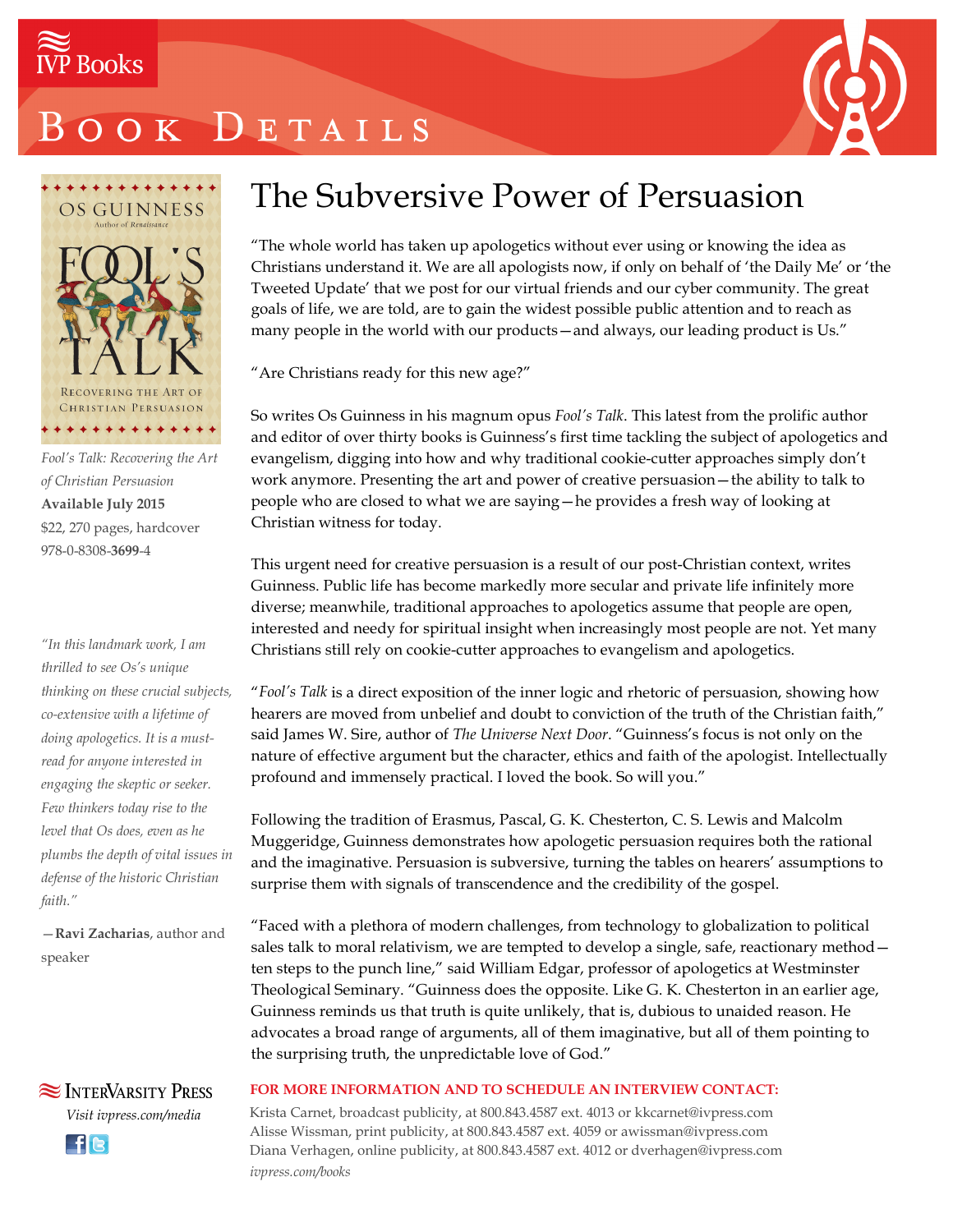IVP Books

# Book Details

# The Subversive Power of Persuasion

"The whole world has taken up apologetics without ever using or knowing the idea as Christians understand it. We are all apologists now, if only on behalf of 'the Daily Me' or 'the Tweeted Update' that we post for our virtual friends and our cyber community. The great goals of life, we are told, are to gain the widest possible public attention and to reach as many people in the world with our products—and always, our leading product is Us."

"Are Christians ready for this new age?"

So writes Os Guinness in his magnum opus *Fool's Talk*. This latest from the prolific author and editor of over thirty books is Guinness's first time tackling the subject of apologetics and evangelism, digging into how and why traditional cookie-cutter approaches simply don't work anymore. Presenting the art and power of creative persuasion—the ability to talk to people who are closed to what we are saying—he provides a fresh way of looking at Christian witness for today.

This urgent need for creative persuasion is a result of our post-Christian context, writes Guinness. Public life has become markedly more secular and private life infinitely more diverse; meanwhile, traditional approaches to apologetics assume that people are open, interested and needy for spiritual insight when increasingly most people are not. Yet many Christians still rely on cookie-cutter approaches to evangelism and apologetics.

"*Fool's Talk* is a direct exposition of the inner logic and rhetoric of persuasion, showing how hearers are moved from unbelief and doubt to conviction of the truth of the Christian faith," said James W. Sire, author of *The Universe Next Door*. "Guinness's focus is not only on the nature of effective argument but the character, ethics and faith of the apologist. Intellectually profound and immensely practical. I loved the book. So will you."

Following the tradition of Erasmus, Pascal, G. K. Chesterton, C. S. Lewis and Malcolm Muggeridge, Guinness demonstrates how apologetic persuasion requires both the rational and the imaginative. Persuasion is subversive, turning the tables on hearers' assumptions to surprise them with signals of transcendence and the credibility of the gospel.

"Faced with a plethora of modern challenges, from technology to globalization to political sales talk to moral relativism, we are tempted to develop a single, safe, reactionary method—ten steps to the punch line," said William Edgar, professor of apologetics at Westminster Theological Seminary. "Guinness does the opposite. Like G. K. Chesterton in an earlier age, Guinness reminds us that truth is quite unlikely, that is, dubious to unaided reason. He advocates a broad range of arguments, all of them imaginative, but all of them pointing to the surprising truth, the unpredictable love of God."

*Fool's Talk: Recovering the Art of Christian Persuasion*
**Available July 2015**
$22, 270 pages, hardcover
978-0-8308-**3699**-4

*"In this landmark work, I am thrilled to see Os's unique thinking on these crucial subjects, co-extensive with a lifetime of doing apologetics. It is a must-read for anyone interested in engaging the skeptic or seeker. Few thinkers today rise to the level that Os does, even as he plumbs the depth of vital issues in defense of the historic Christian faith."*

—**Ravi Zacharias**, author and speaker

**FOR MORE INFORMATION AND TO SCHEDULE AN INTERVIEW CONTACT:**

Krista Carnet, broadcast publicity, at 800.843.4587 ext. 4013 or kkcarnet@ivpress.com
Alisse Wissman, print publicity, at 800.843.4587 ext. 4059 or awissman@ivpress.com
Diana Verhagen, online publicity, at 800.843.4587 ext. 4012 or dverhagen@ivpress.com
*ivpress.com/books*

InterVarsity Press
*Visit ivpress.com/media*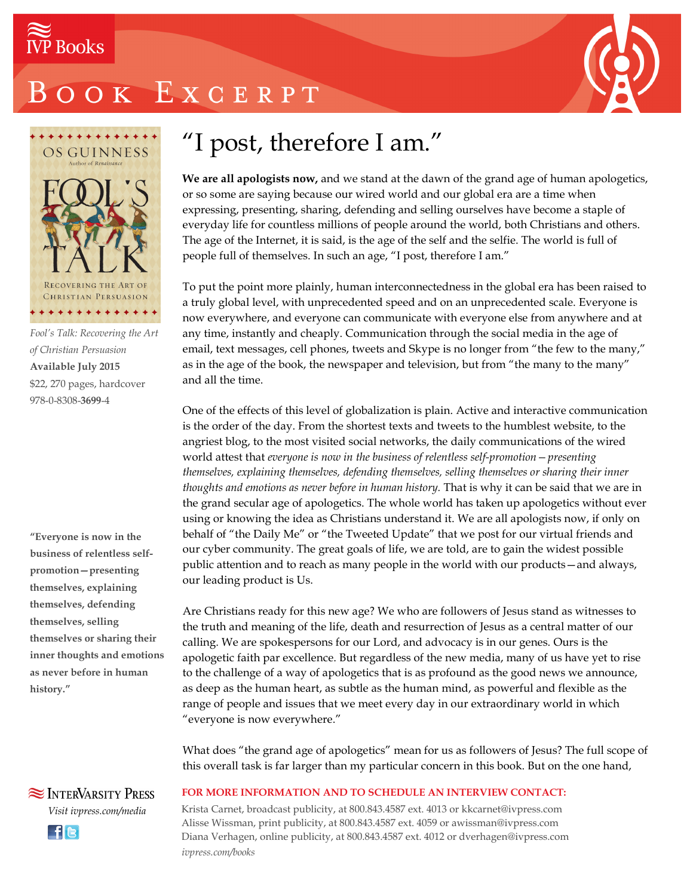IVP Books

# Book Excerpt

OS GUINNESS
Author of *Renaissance*

FOOL'S TALK
Recovering the Art of Christian Persuasion

*Fool's Talk: Recovering the Art of Christian Persuasion*
**Available July 2015**
$22, 270 pages, hardcover
978-0-8308-**3699**-4

**"Everyone is now in the business of relentless self-promotion—presenting themselves, explaining themselves, defending themselves, selling themselves or sharing their inner thoughts and emotions as never before in human history."**

## "I post, therefore I am."

**We are all apologists now,** and we stand at the dawn of the grand age of human apologetics, or so some are saying because our wired world and our global era are a time when expressing, presenting, sharing, defending and selling ourselves have become a staple of everyday life for countless millions of people around the world, both Christians and others. The age of the Internet, it is said, is the age of the self and the selfie. The world is full of people full of themselves. In such an age, "I post, therefore I am."

To put the point more plainly, human interconnectedness in the global era has been raised to a truly global level, with unprecedented speed and on an unprecedented scale. Everyone is now everywhere, and everyone can communicate with everyone else from anywhere and at any time, instantly and cheaply. Communication through the social media in the age of email, text messages, cell phones, tweets and Skype is no longer from "the few to the many," as in the age of the book, the newspaper and television, but from "the many to the many" and all the time.

One of the effects of this level of globalization is plain. Active and interactive communication is the order of the day. From the shortest texts and tweets to the humblest website, to the angriest blog, to the most visited social networks, the daily communications of the wired world attest that *everyone is now in the business of relentless self-promotion—presenting themselves, explaining themselves, defending themselves, selling themselves or sharing their inner thoughts and emotions as never before in human history.* That is why it can be said that we are in the grand secular age of apologetics. The whole world has taken up apologetics without ever using or knowing the idea as Christians understand it. We are all apologists now, if only on behalf of "the Daily Me" or "the Tweeted Update" that we post for our virtual friends and our cyber community. The great goals of life, we are told, are to gain the widest possible public attention and to reach as many people in the world with our products—and always, our leading product is Us.

Are Christians ready for this new age? We who are followers of Jesus stand as witnesses to the truth and meaning of the life, death and resurrection of Jesus as a central matter of our calling. We are spokespersons for our Lord, and advocacy is in our genes. Ours is the apologetic faith par excellence. But regardless of the new media, many of us have yet to rise to the challenge of a way of apologetics that is as profound as the good news we announce, as deep as the human heart, as subtle as the human mind, as powerful and flexible as the range of people and issues that we meet every day in our extraordinary world in which "everyone is now everywhere."

What does "the grand age of apologetics" mean for us as followers of Jesus? The full scope of this overall task is far larger than my particular concern in this book. But on the one hand,

InterVarsity Press
*Visit ivpress.com/media*

**FOR MORE INFORMATION AND TO SCHEDULE AN INTERVIEW CONTACT:**

Krista Carnet, broadcast publicity, at 800.843.4587 ext. 4013 or kkcarnet@ivpress.com
Alisse Wissman, print publicity, at 800.843.4587 ext. 4059 or awissman@ivpress.com
Diana Verhagen, online publicity, at 800.843.4587 ext. 4012 or dverhagen@ivpress.com
*ivpress.com/books*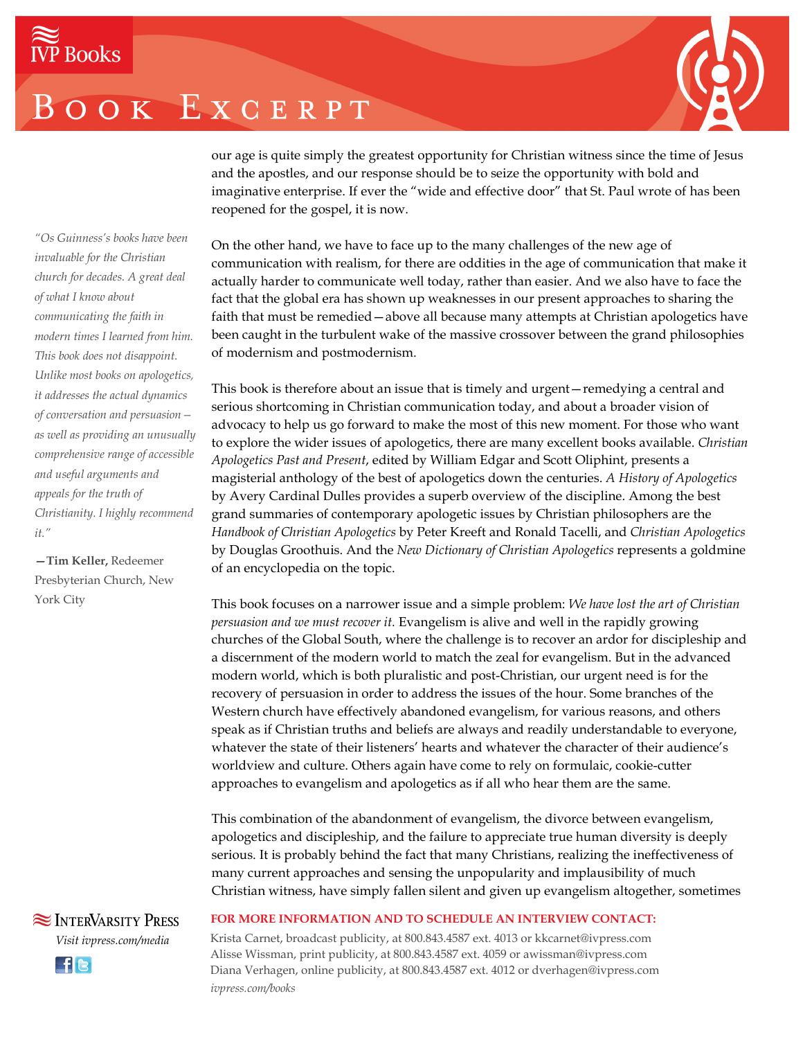our age is quite simply the greatest opportunity for Christian witness since the time of Jesus and the apostles, and our response should be to seize the opportunity with bold and imaginative enterprise. If ever the "wide and effective door" that St. Paul wrote of has been reopened for the gospel, it is now.

On the other hand, we have to face up to the many challenges of the new age of communication with realism, for there are oddities in the age of communication that make it actually harder to communicate well today, rather than easier. And we also have to face the fact that the global era has shown up weaknesses in our present approaches to sharing the faith that must be remedied—above all because many attempts at Christian apologetics have been caught in the turbulent wake of the massive crossover between the grand philosophies of modernism and postmodernism.

This book is therefore about an issue that is timely and urgent—remedying a central and serious shortcoming in Christian communication today, and about a broader vision of advocacy to help us go forward to make the most of this new moment. For those who want to explore the wider issues of apologetics, there are many excellent books available. *Christian Apologetics Past and Present*, edited by William Edgar and Scott Oliphint, presents a magisterial anthology of the best of apologetics down the centuries. *A History of Apologetics* by Avery Cardinal Dulles provides a superb overview of the discipline. Among the best grand summaries of contemporary apologetic issues by Christian philosophers are the *Handbook of Christian Apologetics* by Peter Kreeft and Ronald Tacelli, and *Christian Apologetics* by Douglas Groothuis. And the *New Dictionary of Christian Apologetics* represents a goldmine of an encyclopedia on the topic.

This book focuses on a narrower issue and a simple problem: *We have lost the art of Christian persuasion and we must recover it.* Evangelism is alive and well in the rapidly growing churches of the Global South, where the challenge is to recover an ardor for discipleship and a discernment of the modern world to match the zeal for evangelism. But in the advanced modern world, which is both pluralistic and post-Christian, our urgent need is for the recovery of persuasion in order to address the issues of the hour. Some branches of the Western church have effectively abandoned evangelism, for various reasons, and others speak as if Christian truths and beliefs are always and readily understandable to everyone, whatever the state of their listeners' hearts and whatever the character of their audience's worldview and culture. Others again have come to rely on formulaic, cookie-cutter approaches to evangelism and apologetics as if all who hear them are the same.

This combination of the abandonment of evangelism, the divorce between evangelism, apologetics and discipleship, and the failure to appreciate true human diversity is deeply serious. It is probably behind the fact that many Christians, realizing the ineffectiveness of many current approaches and sensing the unpopularity and implausibility of much Christian witness, have simply fallen silent and given up evangelism altogether, sometimes

> *"Os Guinness's books have been invaluable for the Christian church for decades. A great deal of what I know about communicating the faith in modern times I learned from him. This book does not disappoint. Unlike most books on apologetics, it addresses the actual dynamics of conversation and persuasion—as well as providing an unusually comprehensive range of accessible and useful arguments and appeals for the truth of Christianity. I highly recommend it."*
>
> **—Tim Keller,** Redeemer Presbyterian Church, New York City

InterVarsity Press
*Visit ivpress.com/media*

**FOR MORE INFORMATION AND TO SCHEDULE AN INTERVIEW CONTACT:**
Krista Carnet, broadcast publicity, at 800.843.4587 ext. 4013 or kkcarnet@ivpress.com
Alisse Wissman, print publicity, at 800.843.4587 ext. 4059 or awissman@ivpress.com
Diana Verhagen, online publicity, at 800.843.4587 ext. 4012 or dverhagen@ivpress.com
*ivpress.com/books*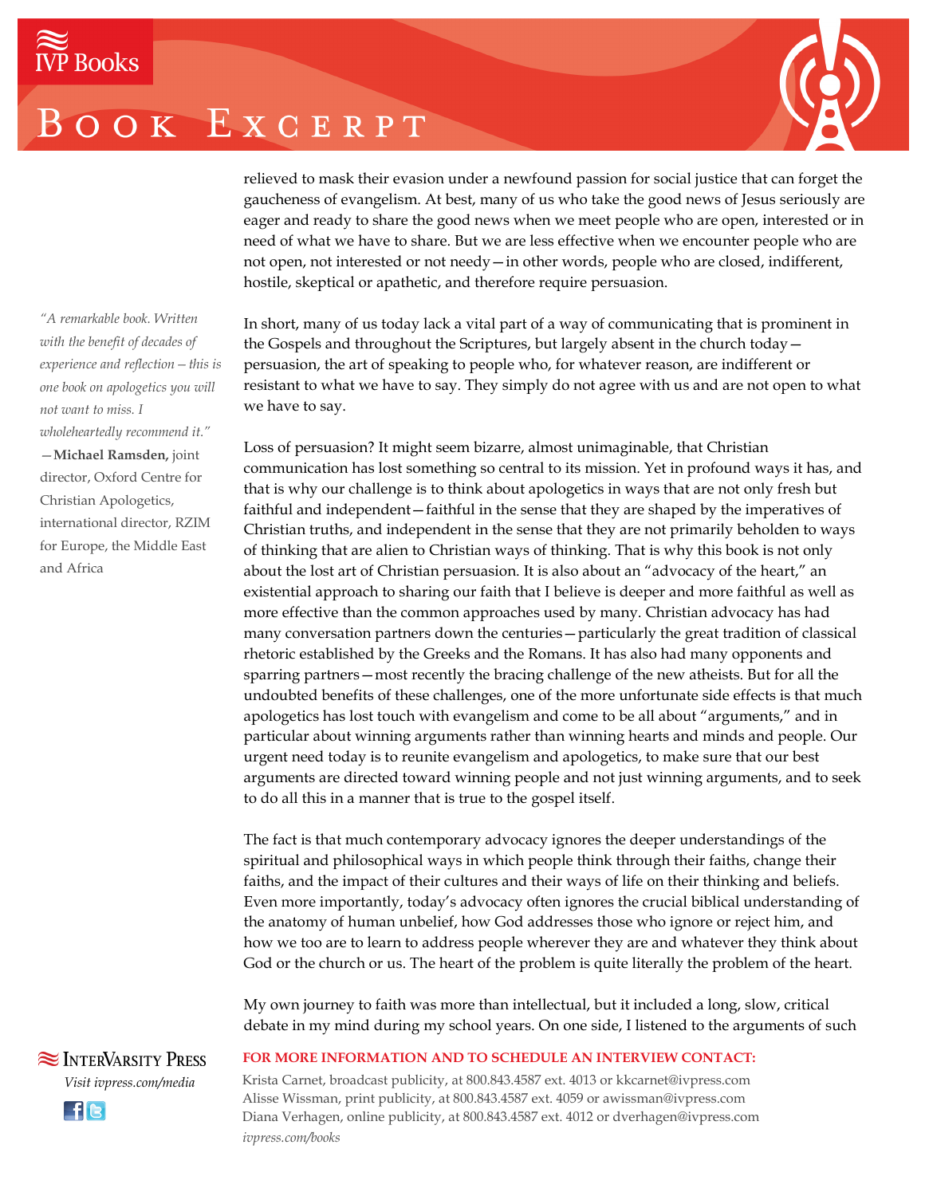relieved to mask their evasion under a newfound passion for social justice that can forget the gaucheness of evangelism. At best, many of us who take the good news of Jesus seriously are eager and ready to share the good news when we meet people who are open, interested or in need of what we have to share. But we are less effective when we encounter people who are not open, not interested or not needy—in other words, people who are closed, indifferent, hostile, skeptical or apathetic, and therefore require persuasion.

*"A remarkable book. Written with the benefit of decades of experience and reflection – this is one book on apologetics you will not want to miss. I wholeheartedly recommend it."*
—**Michael Ramsden,** joint director, Oxford Centre for Christian Apologetics, international director, RZIM for Europe, the Middle East and Africa

In short, many of us today lack a vital part of a way of communicating that is prominent in the Gospels and throughout the Scriptures, but largely absent in the church today—persuasion, the art of speaking to people who, for whatever reason, are indifferent or resistant to what we have to say. They simply do not agree with us and are not open to what we have to say.

Loss of persuasion? It might seem bizarre, almost unimaginable, that Christian communication has lost something so central to its mission. Yet in profound ways it has, and that is why our challenge is to think about apologetics in ways that are not only fresh but faithful and independent—faithful in the sense that they are shaped by the imperatives of Christian truths, and independent in the sense that they are not primarily beholden to ways of thinking that are alien to Christian ways of thinking. That is why this book is not only about the lost art of Christian persuasion. It is also about an "advocacy of the heart," an existential approach to sharing our faith that I believe is deeper and more faithful as well as more effective than the common approaches used by many. Christian advocacy has had many conversation partners down the centuries—particularly the great tradition of classical rhetoric established by the Greeks and the Romans. It has also had many opponents and sparring partners—most recently the bracing challenge of the new atheists. But for all the undoubted benefits of these challenges, one of the more unfortunate side effects is that much apologetics has lost touch with evangelism and come to be all about "arguments," and in particular about winning arguments rather than winning hearts and minds and people. Our urgent need today is to reunite evangelism and apologetics, to make sure that our best arguments are directed toward winning people and not just winning arguments, and to seek to do all this in a manner that is true to the gospel itself.

The fact is that much contemporary advocacy ignores the deeper understandings of the spiritual and philosophical ways in which people think through their faiths, change their faiths, and the impact of their cultures and their ways of life on their thinking and beliefs. Even more importantly, today's advocacy often ignores the crucial biblical understanding of the anatomy of human unbelief, how God addresses those who ignore or reject him, and how we too are to learn to address people wherever they are and whatever they think about God or the church or us. The heart of the problem is quite literally the problem of the heart.

My own journey to faith was more than intellectual, but it included a long, slow, critical debate in my mind during my school years. On one side, I listened to the arguments of such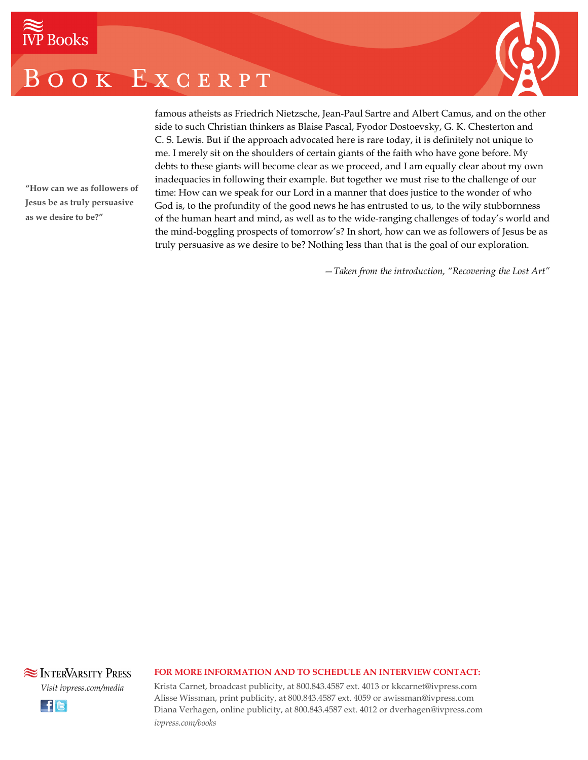famous atheists as Friedrich Nietzsche, Jean-Paul Sartre and Albert Camus, and on the other side to such Christian thinkers as Blaise Pascal, Fyodor Dostoevsky, G. K. Chesterton and C. S. Lewis. But if the approach advocated here is rare today, it is definitely not unique to me. I merely sit on the shoulders of certain giants of the faith who have gone before. My debts to these giants will become clear as we proceed, and I am equally clear about my own inadequacies in following their example. But together we must rise to the challenge of our time: How can we speak for our Lord in a manner that does justice to the wonder of who God is, to the profundity of the good news he has entrusted to us, to the wily stubbornness of the human heart and mind, as well as to the wide-ranging challenges of today's world and the mind-boggling prospects of tomorrow's? In short, how can we as followers of Jesus be as truly persuasive as we desire to be? Nothing less than that is the goal of our exploration.

**"How can we as followers of Jesus be as truly persuasive as we desire to be?"**

—*Taken from the introduction, "Recovering the Lost Art"*

**FOR MORE INFORMATION AND TO SCHEDULE AN INTERVIEW CONTACT:**

Krista Carnet, broadcast publicity, at 800.843.4587 ext. 4013 or kkcarnet@ivpress.com
Alisse Wissman, print publicity, at 800.843.4587 ext. 4059 or awissman@ivpress.com
Diana Verhagen, online publicity, at 800.843.4587 ext. 4012 or dverhagen@ivpress.com
*ivpress.com/books*

InterVarsity Press
*Visit ivpress.com/media*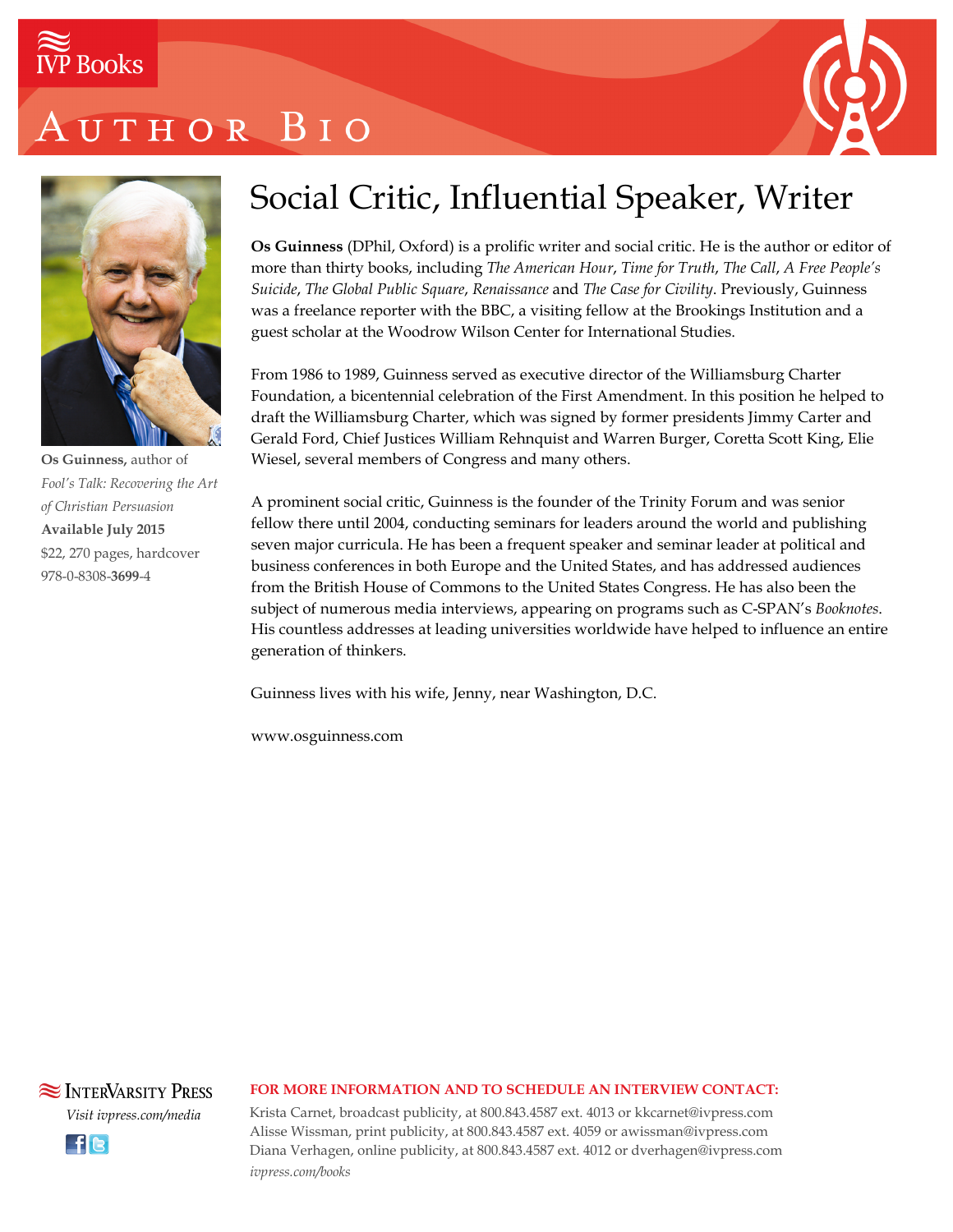IVP Books

# Author Bio

Os Guinness, author of *Fool's Talk: Recovering the Art of Christian Persuasion*
**Available July 2015**
$22, 270 pages, hardcover
978-0-8308-**3699**-4

## Social Critic, Influential Speaker, Writer

**Os Guinness** (DPhil, Oxford) is a prolific writer and social critic. He is the author or editor of more than thirty books, including *The American Hour*, *Time for Truth*, *The Call*, *A Free People's Suicide*, *The Global Public Square*, *Renaissance* and *The Case for Civility*. Previously, Guinness was a freelance reporter with the BBC, a visiting fellow at the Brookings Institution and a guest scholar at the Woodrow Wilson Center for International Studies.

From 1986 to 1989, Guinness served as executive director of the Williamsburg Charter Foundation, a bicentennial celebration of the First Amendment. In this position he helped to draft the Williamsburg Charter, which was signed by former presidents Jimmy Carter and Gerald Ford, Chief Justices William Rehnquist and Warren Burger, Coretta Scott King, Elie Wiesel, several members of Congress and many others.

A prominent social critic, Guinness is the founder of the Trinity Forum and was senior fellow there until 2004, conducting seminars for leaders around the world and publishing seven major curricula. He has been a frequent speaker and seminar leader at political and business conferences in both Europe and the United States, and has addressed audiences from the British House of Commons to the United States Congress. He has also been the subject of numerous media interviews, appearing on programs such as C-SPAN's *Booknotes*. His countless addresses at leading universities worldwide have helped to influence an entire generation of thinkers.

Guinness lives with his wife, Jenny, near Washington, D.C.

www.osguinness.com

InterVarsity Press
*Visit ivpress.com/media*

**FOR MORE INFORMATION AND TO SCHEDULE AN INTERVIEW CONTACT:**

Krista Carnet, broadcast publicity, at 800.843.4587 ext. 4013 or kkcarnet@ivpress.com
Alisse Wissman, print publicity, at 800.843.4587 ext. 4059 or awissman@ivpress.com
Diana Verhagen, online publicity, at 800.843.4587 ext. 4012 or dverhagen@ivpress.com
*ivpress.com/books*